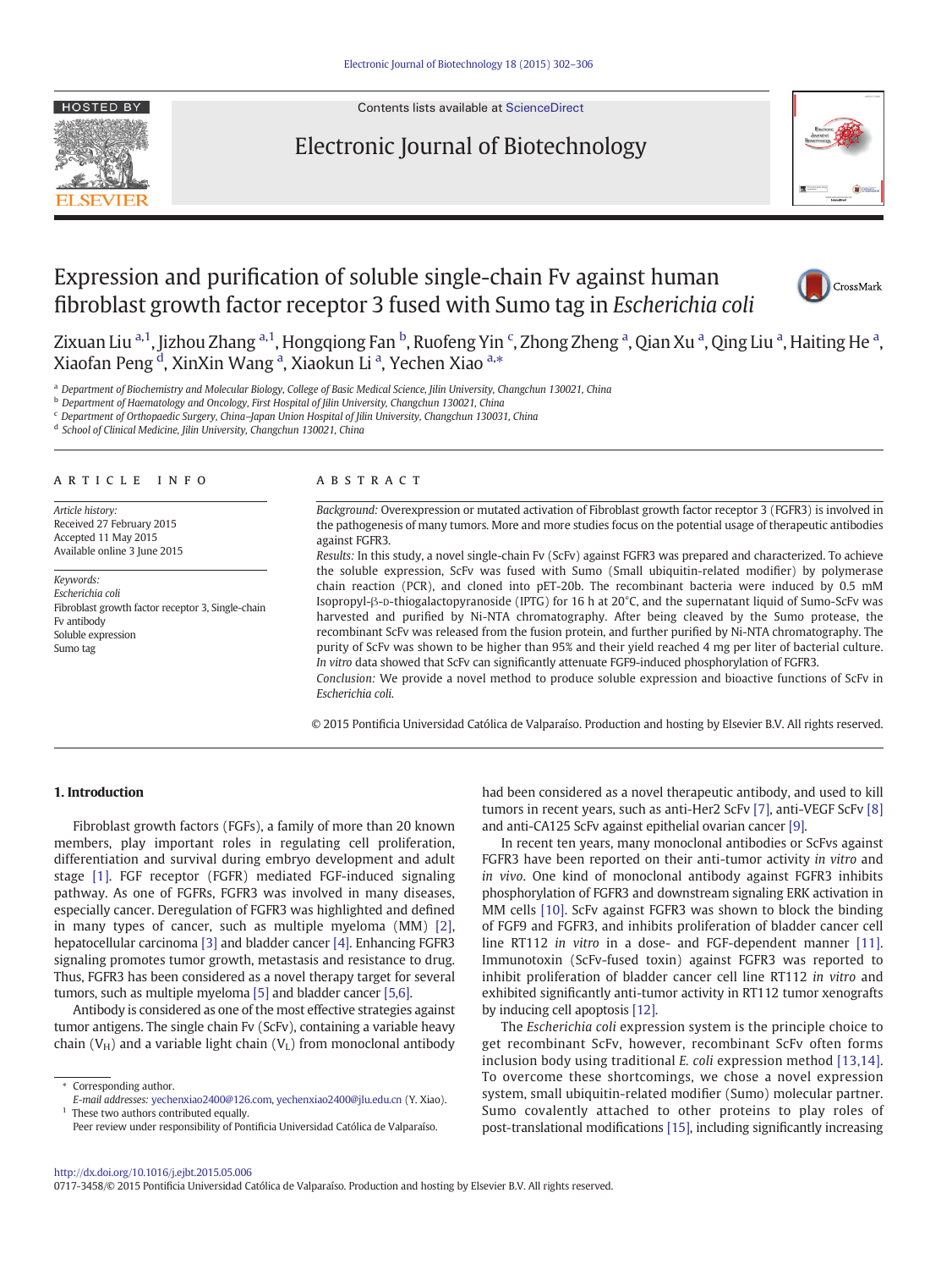Contents lists available at ScienceDirect

Electronic Journal of Biotechnology

# Expression and purification of soluble single-chain Fv against human fibroblast growth factor receptor 3 fused with Sumo tag in *Escherichia coli*

Zixuan Liu [a,1], Jizhou Zhang [a,1], Hongqiong Fan [b], Ruofeng Yin [c], Zhong Zheng [a], Qian Xu [a], Qing Liu [a], Haiting He [a], Xiaofan Peng [d], XinXin Wang [a], Xiaokun Li [a], Yechen Xiao [a,*]

[a] Department of Biochemistry and Molecular Biology, College of Basic Medical Science, Jilin University, Changchun 130021, China
[b] Department of Haematology and Oncology, First Hospital of Jilin University, Changchun 130021, China
[c] Department of Orthopaedic Surgery, China–Japan Union Hospital of Jilin University, Changchun 130031, China
[d] School of Clinical Medicine, Jilin University, Changchun 130021, China

## ARTICLE INFO

*Article history:*
Received 27 February 2015
Accepted 11 May 2015
Available online 3 June 2015

*Keywords:*
*Escherichia coli*
Fibroblast growth factor receptor 3, Single-chain Fv antibody
Soluble expression
Sumo tag

## ABSTRACT

*Background:* Overexpression or mutated activation of Fibroblast growth factor receptor 3 (FGFR3) is involved in the pathogenesis of many tumors. More and more studies focus on the potential usage of therapeutic antibodies against FGFR3.

*Results:* In this study, a novel single-chain Fv (ScFv) against FGFR3 was prepared and characterized. To achieve the soluble expression, ScFv was fused with Sumo (Small ubiquitin-related modifier) by polymerase chain reaction (PCR), and cloned into pET-20b. The recombinant bacteria were induced by 0.5 mM Isopropyl-β-D-thiogalactopyranoside (IPTG) for 16 h at 20°C, and the supernatant liquid of Sumo-ScFv was harvested and purified by Ni-NTA chromatography. After being cleaved by the Sumo protease, the recombinant ScFv was released from the fusion protein, and further purified by Ni-NTA chromatography. The purity of ScFv was shown to be higher than 95% and their yield reached 4 mg per liter of bacterial culture. *In vitro* data showed that ScFv can significantly attenuate FGF9-induced phosphorylation of FGFR3.

*Conclusion:* We provide a novel method to produce soluble expression and bioactive functions of ScFv in *Escherichia coli*.

© 2015 Pontificia Universidad Católica de Valparaíso. Production and hosting by Elsevier B.V. All rights reserved.

## 1. Introduction

Fibroblast growth factors (FGFs), a family of more than 20 known members, play important roles in regulating cell proliferation, differentiation and survival during embryo development and adult stage [1]. FGF receptor (FGFR) mediated FGF-induced signaling pathway. As one of FGFRs, FGFR3 was involved in many diseases, especially cancer. Deregulation of FGFR3 was highlighted and defined in many types of cancer, such as multiple myeloma (MM) [2], hepatocellular carcinoma [3] and bladder cancer [4]. Enhancing FGFR3 signaling promotes tumor growth, metastasis and resistance to drug. Thus, FGFR3 has been considered as a novel therapy target for several tumors, such as multiple myeloma [5] and bladder cancer [5,6].

Antibody is considered as one of the most effective strategies against tumor antigens. The single chain Fv (ScFv), containing a variable heavy chain ($V_H$) and a variable light chain ($V_L$) from monoclonal antibody had been considered as a novel therapeutic antibody, and used to kill tumors in recent years, such as anti-Her2 ScFv [7], anti-VEGF ScFv [8] and anti-CA125 ScFv against epithelial ovarian cancer [9].

In recent ten years, many monoclonal antibodies or ScFvs against FGFR3 have been reported on their anti-tumor activity *in vitro* and *in vivo*. One kind of monoclonal antibody against FGFR3 inhibits phosphorylation of FGFR3 and downstream signaling ERK activation in MM cells [10]. ScFv against FGFR3 was shown to block the binding of FGF9 and FGFR3, and inhibits proliferation of bladder cancer cell line RT112 *in vitro* in a dose- and FGF-dependent manner [11]. Immunotoxin (ScFv-fused toxin) against FGFR3 was reported to inhibit proliferation of bladder cancer cell line RT112 *in vitro* and exhibited significantly anti-tumor activity in RT112 tumor xenografts by inducing cell apoptosis [12].

The *Escherichia coli* expression system is the principle choice to get recombinant ScFv, however, recombinant ScFv often forms inclusion body using traditional *E. coli* expression method [13,14]. To overcome these shortcomings, we chose a novel expression system, small ubiquitin-related modifier (Sumo) molecular partner. Sumo covalently attached to other proteins to play roles of post-translational modifications [15], including significantly increasing

\* Corresponding author.
E-mail addresses: yechenxiao2400@126.com, yechenxiao2400@jlu.edu.cn (Y. Xiao).
[1] These two authors contributed equally.
Peer review under responsibility of Pontificia Universidad Católica de Valparaíso.

http://dx.doi.org/10.1016/j.ejbt.2015.05.006
0717-3458/© 2015 Pontificia Universidad Católica de Valparaíso. Production and hosting by Elsevier B.V. All rights reserved.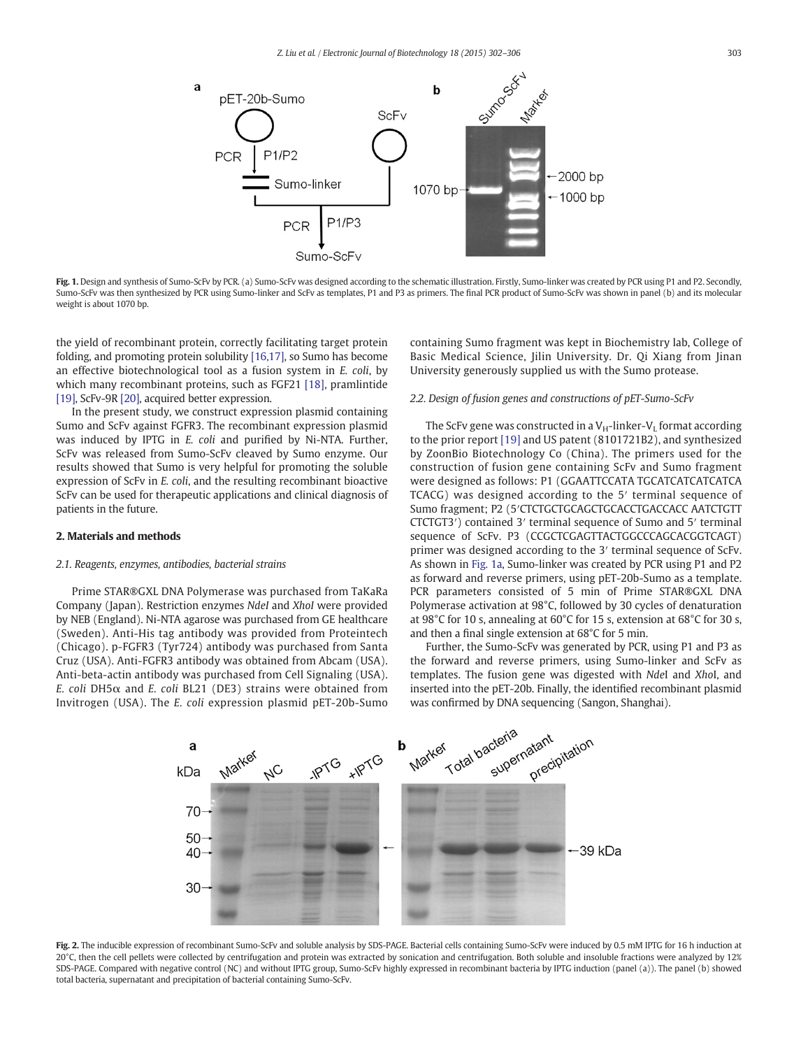Fig. 1. Design and synthesis of Sumo-ScFv by PCR. (a) Sumo-ScFv was designed according to the schematic illustration. Firstly, Sumo-linker was created by PCR using P1 and P2. Secondly, Sumo-ScFv was then synthesized by PCR using Sumo-linker and ScFv as templates, P1 and P3 as primers. The final PCR product of Sumo-ScFv was shown in panel (b) and its molecular weight is about 1070 bp.

the yield of recombinant protein, correctly facilitating target protein folding, and promoting protein solubility [16,17], so Sumo has become an effective biotechnological tool as a fusion system in *E. coli*, by which many recombinant proteins, such as FGF21 [18], pramlintide [19], ScFv-9R [20], acquired better expression.

In the present study, we construct expression plasmid containing Sumo and ScFv against FGFR3. The recombinant expression plasmid was induced by IPTG in *E. coli* and purified by Ni-NTA. Further, ScFv was released from Sumo-ScFv cleaved by Sumo enzyme. Our results showed that Sumo is very helpful for promoting the soluble expression of ScFv in *E. coli*, and the resulting recombinant bioactive ScFv can be used for therapeutic applications and clinical diagnosis of patients in the future.

## 2. Materials and methods

### 2.1. Reagents, enzymes, antibodies, bacterial strains

Prime STAR®GXL DNA Polymerase was purchased from TaKaRa Company (Japan). Restriction enzymes *NdeI* and *XhoI* were provided by NEB (England). Ni-NTA agarose was purchased from GE healthcare (Sweden). Anti-His tag antibody was provided from Proteintech (Chicago). p-FGFR3 (Tyr724) antibody was purchased from Santa Cruz (USA). Anti-FGFR3 antibody was obtained from Abcam (USA). Anti-beta-actin antibody was purchased from Cell Signaling (USA). *E. coli* DH5α and *E. coli* BL21 (DE3) strains were obtained from Invitrogen (USA). The *E. coli* expression plasmid pET-20b-Sumo containing Sumo fragment was kept in Biochemistry lab, College of Basic Medical Science, Jilin University. Dr. Qi Xiang from Jinan University generously supplied us with the Sumo protease.

### 2.2. Design of fusion genes and constructions of pET-Sumo-ScFv

The ScFv gene was constructed in a $V_H$-linker-$V_L$ format according to the prior report [19] and US patent (8101721B2), and synthesized by ZoonBio Biotechnology Co (China). The primers used for the construction of fusion gene containing ScFv and Sumo fragment were designed as follows: P1 (GGAATTCCATA TGCATCATCATCATCA TCACG) was designed according to the 5′ terminal sequence of Sumo fragment; P2 (5′CTCTGCTGCAGCTGCACCTGACCACC AATCTGTT CTCTGT3′) contained 3′ terminal sequence of Sumo and 5′ terminal sequence of ScFv. P3 (CCGCTCGAGTTACTGGCCCAGCACGGTCAGT) primer was designed according to the 3′ terminal sequence of ScFv. As shown in Fig. 1a, Sumo-linker was created by PCR using P1 and P2 as forward and reverse primers, using pET-20b-Sumo as a template. PCR parameters consisted of 5 min of Prime STAR®GXL DNA Polymerase activation at 98°C, followed by 30 cycles of denaturation at 98°C for 10 s, annealing at 60°C for 15 s, extension at 68°C for 30 s, and then a final single extension at 68°C for 5 min.

Further, the Sumo-ScFv was generated by PCR, using P1 and P3 as the forward and reverse primers, using Sumo-linker and ScFv as templates. The fusion gene was digested with *Nde*I and *Xho*I, and inserted into the pET-20b. Finally, the identified recombinant plasmid was confirmed by DNA sequencing (Sangon, Shanghai).

Fig. 2. The inducible expression of recombinant Sumo-ScFv and soluble analysis by SDS-PAGE. Bacterial cells containing Sumo-ScFv were induced by 0.5 mM IPTG for 16 h induction at 20°C, then the cell pellets were collected by centrifugation and protein was extracted by sonication and centrifugation. Both soluble and insoluble fractions were analyzed by 12% SDS-PAGE. Compared with negative control (NC) and without IPTG group, Sumo-ScFv highly expressed in recombinant bacteria by IPTG induction (panel (a)). The panel (b) showed total bacteria, supernatant and precipitation of bacterial containing Sumo-ScFv.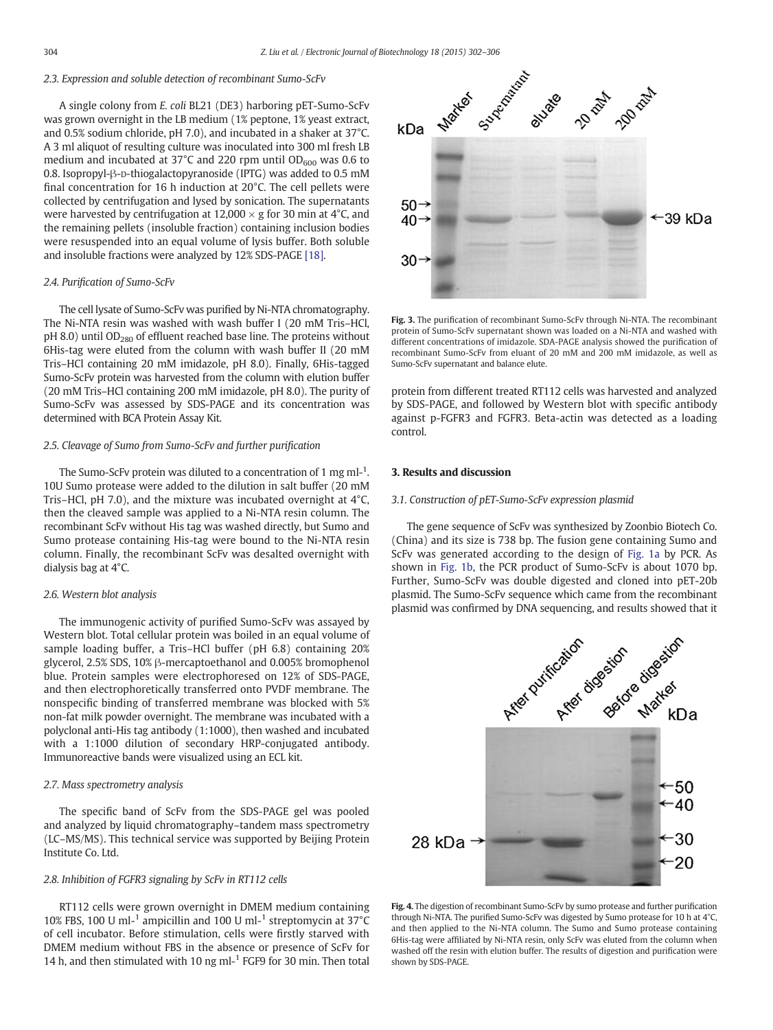### 2.3. Expression and soluble detection of recombinant Sumo-ScFv

A single colony from *E. coli* BL21 (DE3) harboring pET-Sumo-ScFv was grown overnight in the LB medium (1% peptone, 1% yeast extract, and 0.5% sodium chloride, pH 7.0), and incubated in a shaker at 37°C. A 3 ml aliquot of resulting culture was inoculated into 300 ml fresh LB medium and incubated at 37°C and 220 rpm until $OD_{600}$ was 0.6 to 0.8. Isopropyl-β-D-thiogalactopyranoside (IPTG) was added to 0.5 mM final concentration for 16 h induction at 20°C. The cell pellets were collected by centrifugation and lysed by sonication. The supernatants were harvested by centrifugation at 12,000 × g for 30 min at 4°C, and the remaining pellets (insoluble fraction) containing inclusion bodies were resuspended into an equal volume of lysis buffer. Both soluble and insoluble fractions were analyzed by 12% SDS-PAGE [18].

### 2.4. Purification of Sumo-ScFv

The cell lysate of Sumo-ScFv was purified by Ni-NTA chromatography. The Ni-NTA resin was washed with wash buffer I (20 mM Tris–HCl, pH 8.0) until $OD_{280}$ of effluent reached base line. The proteins without 6His-tag were eluted from the column with wash buffer II (20 mM Tris–HCl containing 20 mM imidazole, pH 8.0). Finally, 6His-tagged Sumo-ScFv protein was harvested from the column with elution buffer (20 mM Tris–HCl containing 200 mM imidazole, pH 8.0). The purity of Sumo-ScFv was assessed by SDS-PAGE and its concentration was determined with BCA Protein Assay Kit.

### 2.5. Cleavage of Sumo from Sumo-ScFv and further purification

The Sumo-ScFv protein was diluted to a concentration of 1 mg ml$^{-1}$. 10U Sumo protease were added to the dilution in salt buffer (20 mM Tris–HCl, pH 7.0), and the mixture was incubated overnight at 4°C, then the cleaved sample was applied to a Ni-NTA resin column. The recombinant ScFv without His tag was washed directly, but Sumo and Sumo protease containing His-tag were bound to the Ni-NTA resin column. Finally, the recombinant ScFv was desalted overnight with dialysis bag at 4°C.

### 2.6. Western blot analysis

The immunogenic activity of purified Sumo-ScFv was assayed by Western blot. Total cellular protein was boiled in an equal volume of sample loading buffer, a Tris–HCl buffer (pH 6.8) containing 20% glycerol, 2.5% SDS, 10% β-mercaptoethanol and 0.005% bromophenol blue. Protein samples were electrophoresed on 12% of SDS-PAGE, and then electrophoretically transferred onto PVDF membrane. The nonspecific binding of transferred membrane was blocked with 5% non-fat milk powder overnight. The membrane was incubated with a polyclonal anti-His tag antibody (1:1000), then washed and incubated with a 1:1000 dilution of secondary HRP-conjugated antibody. Immunoreactive bands were visualized using an ECL kit.

### 2.7. Mass spectrometry analysis

The specific band of ScFv from the SDS-PAGE gel was pooled and analyzed by liquid chromatography–tandem mass spectrometry (LC–MS/MS). This technical service was supported by Beijing Protein Institute Co. Ltd.

### 2.8. Inhibition of FGFR3 signaling by ScFv in RT112 cells

RT112 cells were grown overnight in DMEM medium containing 10% FBS, 100 U ml$^{-1}$ ampicillin and 100 U ml$^{-1}$ streptomycin at 37°C of cell incubator. Before stimulation, cells were firstly starved with DMEM medium without FBS in the absence or presence of ScFv for 14 h, and then stimulated with 10 ng ml$^{-1}$ FGF9 for 30 min. Then total protein from different treated RT112 cells was harvested and analyzed by SDS-PAGE, and followed by Western blot with specific antibody against p-FGFR3 and FGFR3. Beta-actin was detected as a loading control.

**Fig. 3.** The purification of recombinant Sumo-ScFv through Ni-NTA. The recombinant protein of Sumo-ScFv supernatant shown was loaded on a Ni-NTA and washed with different concentrations of imidazole. SDA-PAGE analysis showed the purification of recombinant Sumo-ScFv from eluant of 20 mM and 200 mM imidazole, as well as Sumo-ScFv supernatant and balance elute.

## 3. Results and discussion

### 3.1. Construction of pET-Sumo-ScFv expression plasmid

The gene sequence of ScFv was synthesized by Zoonbio Biotech Co. (China) and its size is 738 bp. The fusion gene containing Sumo and ScFv was generated according to the design of Fig. 1a by PCR. As shown in Fig. 1b, the PCR product of Sumo-ScFv is about 1070 bp. Further, Sumo-ScFv was double digested and cloned into pET-20b plasmid. The Sumo-ScFv sequence which came from the recombinant plasmid was confirmed by DNA sequencing, and results showed that it

**Fig. 4.** The digestion of recombinant Sumo-ScFv by sumo protease and further purification through Ni-NTA. The purified Sumo-ScFv was digested by Sumo protease for 10 h at 4°C, and then applied to the Ni-NTA column. The Sumo and Sumo protease containing 6His-tag were affiliated by Ni-NTA resin, only ScFv was eluted from the column when washed off the resin with elution buffer. The results of digestion and purification were shown by SDS-PAGE.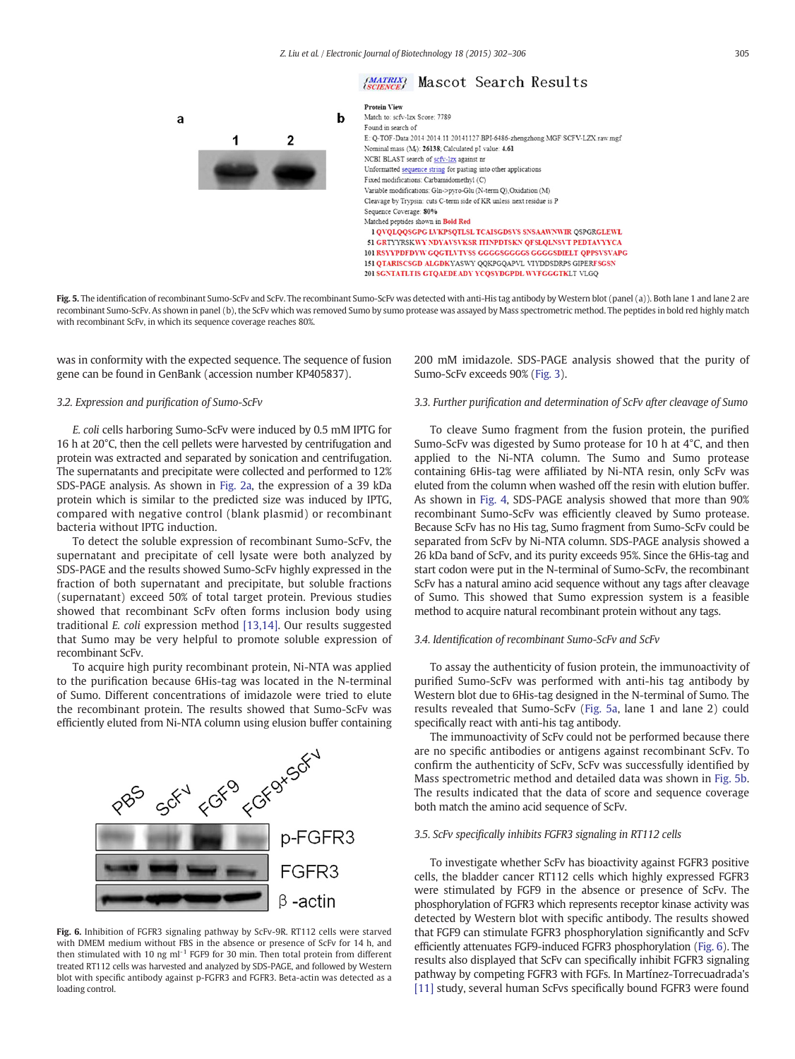**Fig. 5.** The identification of recombinant Sumo-ScFv and ScFv. The recombinant Sumo-ScFv was detected with anti-His tag antibody by Western blot (panel (a)). Both lane 1 and lane 2 are recombinant Sumo-ScFv. As shown in panel (b), the ScFv which was removed Sumo by sumo protease was assayed by Mass spectrometric method. The peptides in bold red highly match with recombinant ScFv, in which its sequence coverage reaches 80%.

was in conformity with the expected sequence. The sequence of fusion gene can be found in GenBank (accession number KP405837).

### 3.2. Expression and purification of Sumo-ScFv

*E. coli* cells harboring Sumo-ScFv were induced by 0.5 mM IPTG for 16 h at 20°C, then the cell pellets were harvested by centrifugation and protein was extracted and separated by sonication and centrifugation. The supernatants and precipitate were collected and performed to 12% SDS-PAGE analysis. As shown in Fig. 2a, the expression of a 39 kDa protein which is similar to the predicted size was induced by IPTG, compared with negative control (blank plasmid) or recombinant bacteria without IPTG induction.

To detect the soluble expression of recombinant Sumo-ScFv, the supernatant and precipitate of cell lysate were both analyzed by SDS-PAGE and the results showed Sumo-ScFv highly expressed in the fraction of both supernatant and precipitate, but soluble fractions (supernatant) exceed 50% of total target protein. Previous studies showed that recombinant ScFv often forms inclusion body using traditional *E. coli* expression method [13,14]. Our results suggested that Sumo may be very helpful to promote soluble expression of recombinant ScFv.

To acquire high purity recombinant protein, Ni-NTA was applied to the purification because 6His-tag was located in the N-terminal of Sumo. Different concentrations of imidazole were tried to elute the recombinant protein. The results showed that Sumo-ScFv was efficiently eluted from Ni-NTA column using elusion buffer containing 200 mM imidazole. SDS-PAGE analysis showed that the purity of Sumo-ScFv exceeds 90% (Fig. 3).

### 3.3. Further purification and determination of ScFv after cleavage of Sumo

To cleave Sumo fragment from the fusion protein, the purified Sumo-ScFv was digested by Sumo protease for 10 h at 4°C, and then applied to the Ni-NTA column. The Sumo and Sumo protease containing 6His-tag were affiliated by Ni-NTA resin, only ScFv was eluted from the column when washed off the resin with elution buffer. As shown in Fig. 4, SDS-PAGE analysis showed that more than 90% recombinant Sumo-ScFv was efficiently cleaved by Sumo protease. Because ScFv has no His tag, Sumo fragment from Sumo-ScFv could be separated from ScFv by Ni-NTA column. SDS-PAGE analysis showed a 26 kDa band of ScFv, and its purity exceeds 95%. Since the 6His-tag and start codon were put in the N-terminal of Sumo-ScFv, the recombinant ScFv has a natural amino acid sequence without any tags after cleavage of Sumo. This showed that Sumo expression system is a feasible method to acquire natural recombinant protein without any tags.

### 3.4. Identification of recombinant Sumo-ScFv and ScFv

To assay the authenticity of fusion protein, the immunoactivity of purified Sumo-ScFv was performed with anti-his tag antibody by Western blot due to 6His-tag designed in the N-terminal of Sumo. The results revealed that Sumo-ScFv (Fig. 5a, lane 1 and lane 2) could specifically react with anti-his tag antibody.

The immunoactivity of ScFv could not be performed because there are no specific antibodies or antigens against recombinant ScFv. To confirm the authenticity of ScFv, ScFv was successfully identified by Mass spectrometric method and detailed data was shown in Fig. 5b. The results indicated that the data of score and sequence coverage both match the amino acid sequence of ScFv.

### 3.5. ScFv specifically inhibits FGFR3 signaling in RT112 cells

To investigate whether ScFv has bioactivity against FGFR3 positive cells, the bladder cancer RT112 cells which highly expressed FGFR3 were stimulated by FGF9 in the absence or presence of ScFv. The phosphorylation of FGFR3 which represents receptor kinase activity was detected by Western blot with specific antibody. The results showed that FGF9 can stimulate FGFR3 phosphorylation significantly and ScFv efficiently attenuates FGF9-induced FGFR3 phosphorylation (Fig. 6). The results also displayed that ScFv can specifically inhibit FGFR3 signaling pathway by competing FGFR3 with FGFs. In Martínez-Torrecuadrada's [11] study, several human ScFvs specifically bound FGFR3 were found

**Fig. 6.** Inhibition of FGFR3 signaling pathway by ScFv-9R. RT112 cells were starved with DMEM medium without FBS in the absence or presence of ScFv for 14 h, and then stimulated with 10 ng $ml^{-1}$ FGF9 for 30 min. Then total protein from different treated RT112 cells was harvested and analyzed by SDS-PAGE, and followed by Western blot with specific antibody against p-FGFR3 and FGFR3. Beta-actin was detected as a loading control.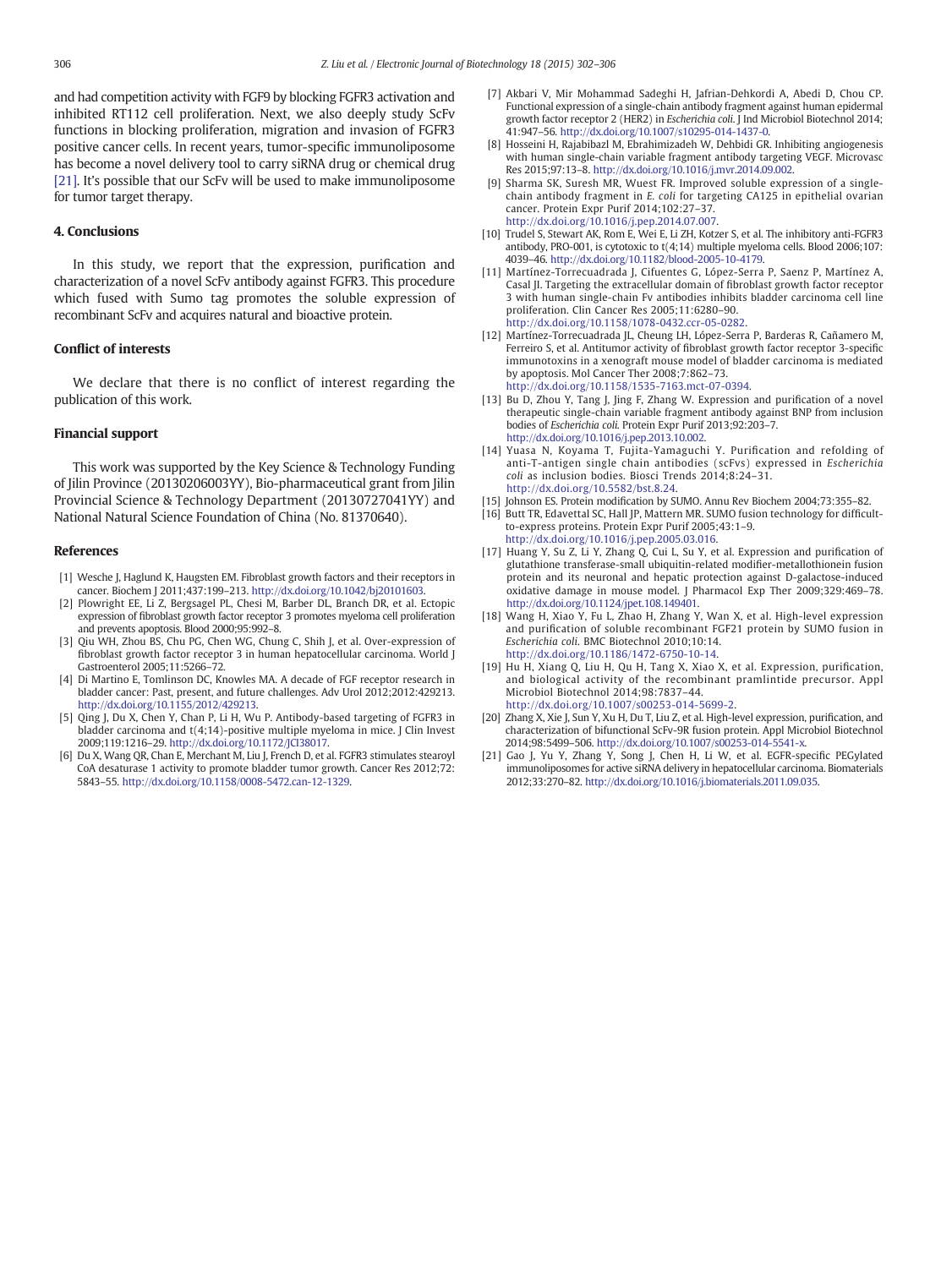and had competition activity with FGF9 by blocking FGFR3 activation and inhibited RT112 cell proliferation. Next, we also deeply study ScFv functions in blocking proliferation, migration and invasion of FGFR3 positive cancer cells. In recent years, tumor-specific immunoliposome has become a novel delivery tool to carry siRNA drug or chemical drug [21]. It's possible that our ScFv will be used to make immunoliposome for tumor target therapy.

## 4. Conclusions

In this study, we report that the expression, purification and characterization of a novel ScFv antibody against FGFR3. This procedure which fused with Sumo tag promotes the soluble expression of recombinant ScFv and acquires natural and bioactive protein.

## Conflict of interests

We declare that there is no conflict of interest regarding the publication of this work.

## Financial support

This work was supported by the Key Science & Technology Funding of Jilin Province (20130206003YY), Bio-pharmaceutical grant from Jilin Provincial Science & Technology Department (20130727041YY) and National Natural Science Foundation of China (No. 81370640).

## References

[1] Wesche J, Haglund K, Haugsten EM. Fibroblast growth factors and their receptors in cancer. Biochem J 2011;437:199–213. http://dx.doi.org/10.1042/bj20101603.

[2] Plowright EE, Li Z, Bergsagel PL, Chesi M, Barber DL, Branch DR, et al. Ectopic expression of fibroblast growth factor receptor 3 promotes myeloma cell proliferation and prevents apoptosis. Blood 2000;95:992–8.

[3] Qiu WH, Zhou BS, Chu PG, Chen WG, Chung C, Shih J, et al. Over-expression of fibroblast growth factor receptor 3 in human hepatocellular carcinoma. World J Gastroenterol 2005;11:5266–72.

[4] Di Martino E, Tomlinson DC, Knowles MA. A decade of FGF receptor research in bladder cancer: Past, present, and future challenges. Adv Urol 2012;2012:429213. http://dx.doi.org/10.1155/2012/429213.

[5] Qing J, Du X, Chen Y, Chan P, Li H, Wu P. Antibody-based targeting of FGFR3 in bladder carcinoma and t(4;14)-positive multiple myeloma in mice. J Clin Invest 2009;119:1216–29. http://dx.doi.org/10.1172/JCI38017.

[6] Du X, Wang QR, Chan E, Merchant M, Liu J, French D, et al. FGFR3 stimulates stearoyl CoA desaturase 1 activity to promote bladder tumor growth. Cancer Res 2012;72:5843–55. http://dx.doi.org/10.1158/0008-5472.can-12-1329.

[7] Akbari V, Mir Mohammad Sadeghi H, Jafrian-Dehkordi A, Abedi D, Chou CP. Functional expression of a single-chain antibody fragment against human epidermal growth factor receptor 2 (HER2) in *Escherichia coli*. J Ind Microbiol Biotechnol 2014;41:947–56. http://dx.doi.org/10.1007/s10295-014-1437-0.

[8] Hosseini H, Rajabibazl M, Ebrahimizadeh W, Dehbidi GR. Inhibiting angiogenesis with human single-chain variable fragment antibody targeting VEGF. Microvasc Res 2015;97:13–8. http://dx.doi.org/10.1016/j.mvr.2014.09.002.

[9] Sharma SK, Suresh MR, Wuest FR. Improved soluble expression of a single-chain antibody fragment in *E. coli* for targeting CA125 in epithelial ovarian cancer. Protein Expr Purif 2014;102:27–37. http://dx.doi.org/10.1016/j.pep.2014.07.007.

[10] Trudel S, Stewart AK, Rom E, Wei E, Li ZH, Kotzer S, et al. The inhibitory anti-FGFR3 antibody, PRO-001, is cytotoxic to t(4;14) multiple myeloma cells. Blood 2006;107:4039–46. http://dx.doi.org/10.1182/blood-2005-10-4179.

[11] Martínez-Torrecuadrada J, Cifuentes G, López-Serra P, Saenz P, Martínez A, Casal JI. Targeting the extracellular domain of fibroblast growth factor receptor 3 with human single-chain Fv antibodies inhibits bladder carcinoma cell line proliferation. Clin Cancer Res 2005;11:6280–90. http://dx.doi.org/10.1158/1078-0432.ccr-05-0282.

[12] Martínez-Torrecuadrada JL, Cheung LH, López-Serra P, Barderas R, Cañamero M, Ferreiro S, et al. Antitumor activity of fibroblast growth factor receptor 3-specific immunotoxins in a xenograft mouse model of bladder carcinoma is mediated by apoptosis. Mol Cancer Ther 2008;7:862–73. http://dx.doi.org/10.1158/1535-7163.mct-07-0394.

[13] Bu D, Zhou Y, Tang J, Jing F, Zhang W. Expression and purification of a novel therapeutic single-chain variable fragment antibody against BNP from inclusion bodies of *Escherichia coli*. Protein Expr Purif 2013;92:203–7. http://dx.doi.org/10.1016/j.pep.2013.10.002.

[14] Yuasa N, Koyama T, Fujita-Yamaguchi Y. Purification and refolding of anti-T-antigen single chain antibodies (scFvs) expressed in *Escherichia coli* as inclusion bodies. Biosci Trends 2014;8:24–31. http://dx.doi.org/10.5582/bst.8.24.

[15] Johnson ES. Protein modification by SUMO. Annu Rev Biochem 2004;73:355–82.

[16] Butt TR, Edavettal SC, Hall JP, Mattern MR. SUMO fusion technology for difficult-to-express proteins. Protein Expr Purif 2005;43:1–9. http://dx.doi.org/10.1016/j.pep.2005.03.016.

[17] Huang Y, Su Z, Li Y, Zhang Q, Cui L, Su Y, et al. Expression and purification of glutathione transferase-small ubiquitin-related modifier-metallothionein fusion protein and its neuronal and hepatic protection against D-galactose-induced oxidative damage in mouse model. J Pharmacol Exp Ther 2009;329:469–78. http://dx.doi.org/10.1124/jpet.108.149401.

[18] Wang H, Xiao Y, Fu L, Zhao H, Zhang Y, Wan X, et al. High-level expression and purification of soluble recombinant FGF21 protein by SUMO fusion in *Escherichia coli*. BMC Biotechnol 2010;10:14. http://dx.doi.org/10.1186/1472-6750-10-14.

[19] Hu H, Xiang Q, Liu H, Qu H, Tang X, Xiao X, et al. Expression, purification, and biological activity of the recombinant pramlintide precursor. Appl Microbiol Biotechnol 2014;98:7837–44. http://dx.doi.org/10.1007/s00253-014-5699-2.

[20] Zhang X, Xie J, Sun Y, Xu H, Du T, Liu Z, et al. High-level expression, purification, and characterization of bifunctional ScFv-9R fusion protein. Appl Microbiol Biotechnol 2014;98:5499–506. http://dx.doi.org/10.1007/s00253-014-5541-x.

[21] Gao J, Yu Y, Zhang Y, Song J, Chen H, Li W, et al. EGFR-specific PEGylated immunoliposomes for active siRNA delivery in hepatocellular carcinoma. Biomaterials 2012;33:270–82. http://dx.doi.org/10.1016/j.biomaterials.2011.09.035.